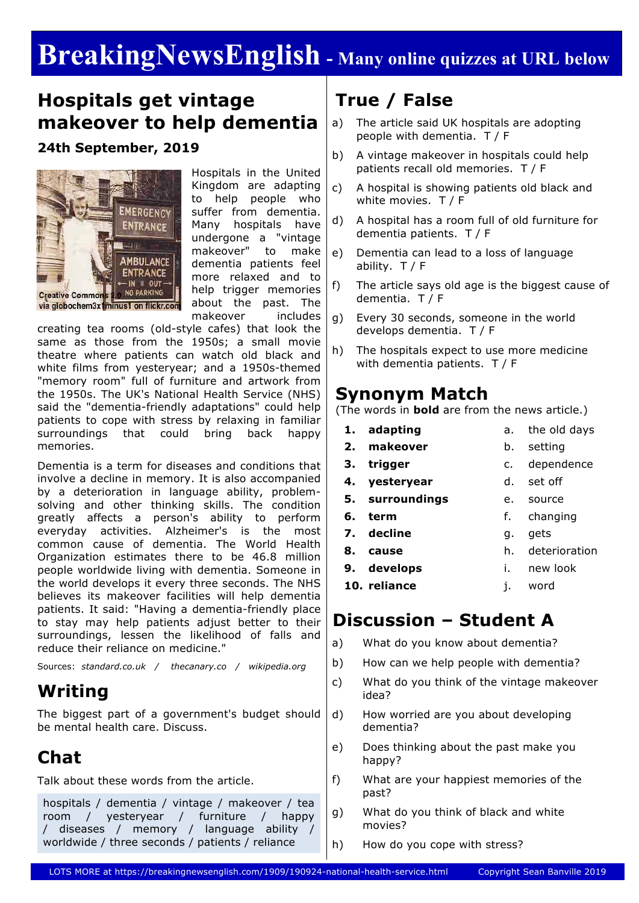# BreakingNewsEnglish - Many online quizzes at URL below

## Hospitals get vintage makeover to help dementia

**24th September, 2019**

Creative Commons 2.0 via globochem3x1minus1 on flickr.com

Hospitals in the United Kingdom are adapting to help people who suffer from dementia. Many hospitals have undergone a "vintage makeover" to make dementia patients feel more relaxed and to help trigger memories about the past. The makeover includes creating tea rooms (old-style cafes) that look the same as those from the 1950s; a small movie theatre where patients can watch old black and white films from yesteryear; and a 1950s-themed "memory room" full of furniture and artwork from the 1950s. The UK's National Health Service (NHS) said the "dementia-friendly adaptations" could help patients to cope with stress by relaxing in familiar surroundings that could bring back happy memories.

Dementia is a term for diseases and conditions that involve a decline in memory. It is also accompanied by a deterioration in language ability, problem-solving and other thinking skills. The condition greatly affects a person's ability to perform everyday activities. Alzheimer's is the most common cause of dementia. The World Health Organization estimates there to be 46.8 million people worldwide living with dementia. Someone in the world develops it every three seconds. The NHS believes its makeover facilities will help dementia patients. It said: "Having a dementia-friendly place to stay may help patients adjust better to their surroundings, lessen the likelihood of falls and reduce their reliance on medicine."

Sources: *standard.co.uk / thecanary.co / wikipedia.org*

## Writing

The biggest part of a government's budget should be mental health care. Discuss.

## Chat

Talk about these words from the article.

hospitals / dementia / vintage / makeover / tea room / yesteryear / furniture / happy / diseases / memory / language ability / worldwide / three seconds / patients / reliance

## True / False

a) The article said UK hospitals are adopting people with dementia. T / F

b) A vintage makeover in hospitals could help patients recall old memories. T / F

c) A hospital is showing patients old black and white movies. T / F

d) A hospital has a room full of old furniture for dementia patients. T / F

e) Dementia can lead to a loss of language ability. T / F

f) The article says old age is the biggest cause of dementia. T / F

g) Every 30 seconds, someone in the world develops dementia. T / F

h) The hospitals expect to use more medicine with dementia patients. T / F

## Synonym Match

(The words in **bold** are from the news article.)

1. **adapting** — a. the old days
2. **makeover** — b. setting
3. **trigger** — c. dependence
4. **yesteryear** — d. set off
5. **surroundings** — e. source
6. **term** — f. changing
7. **decline** — g. gets
8. **cause** — h. deterioration
9. **develops** — i. new look
10. **reliance** — j. word

## Discussion – Student A

a) What do you know about dementia?

b) How can we help people with dementia?

c) What do you think of the vintage makeover idea?

d) How worried are you about developing dementia?

e) Does thinking about the past make you happy?

f) What are your happiest memories of the past?

g) What do you think of black and white movies?

h) How do you cope with stress?

LOTS MORE at https://breakingnewsenglish.com/1909/190924-national-health-service.html Copyright Sean Banville 2019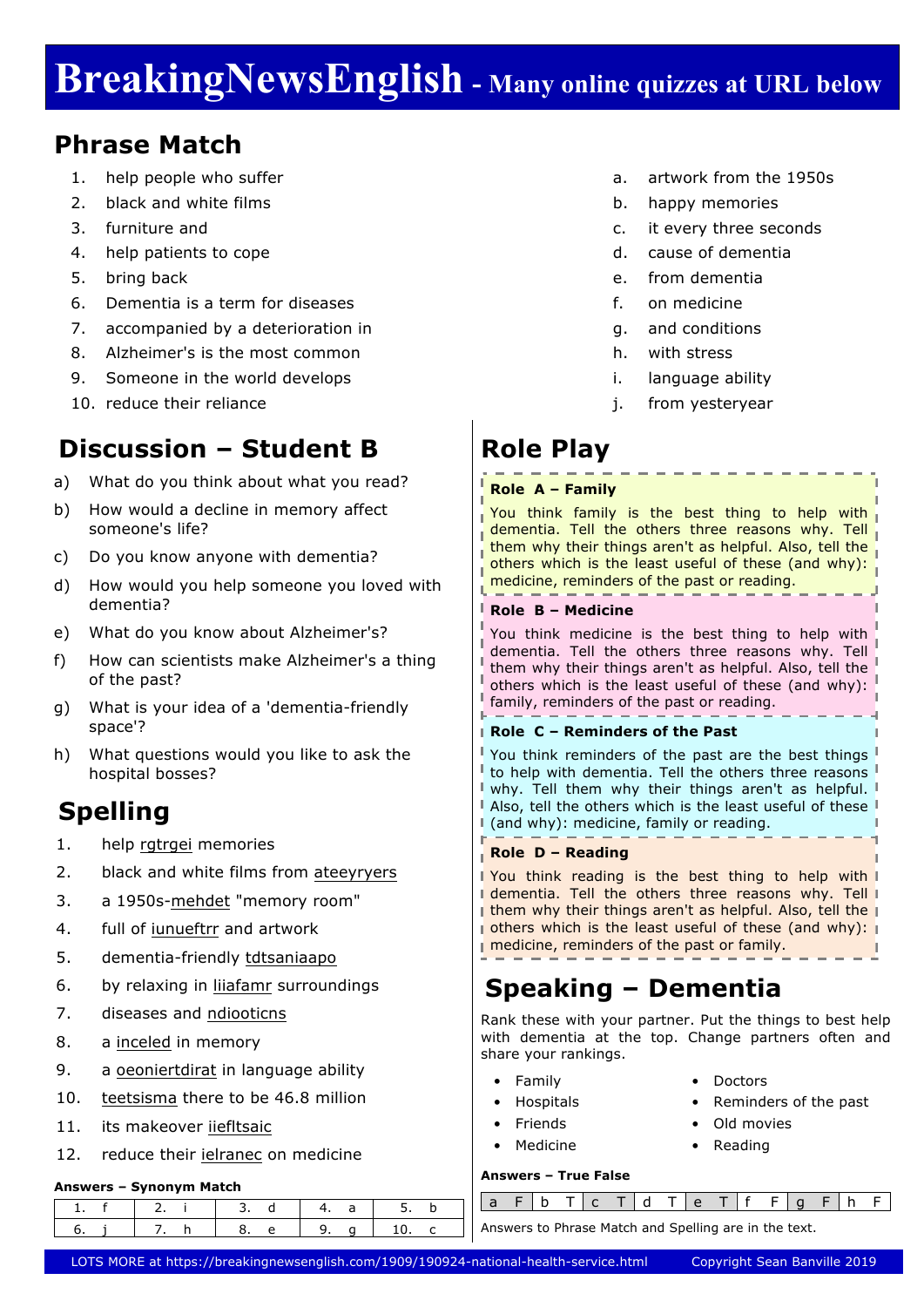# BreakingNewsEnglish - Many online quizzes at URL below

## Phrase Match

1. help people who suffer
2. black and white films
3. furniture and
4. help patients to cope
5. bring back
6. Dementia is a term for diseases
7. accompanied by a deterioration in
8. Alzheimer's is the most common
9. Someone in the world develops
10. reduce their reliance

a. artwork from the 1950s
b. happy memories
c. it every three seconds
d. cause of dementia
e. from dementia
f. on medicine
g. and conditions
h. with stress
i. language ability
j. from yesteryear

## Discussion – Student B

a) What do you think about what you read?
b) How would a decline in memory affect someone's life?
c) Do you know anyone with dementia?
d) How would you help someone you loved with dementia?
e) What do you know about Alzheimer's?
f) How can scientists make Alzheimer's a thing of the past?
g) What is your idea of a 'dementia-friendly space'?
h) What questions would you like to ask the hospital bosses?

## Spelling

1. help rgtrgei memories
2. black and white films from ateeyryers
3. a 1950s-mehdet "memory room"
4. full of iunueftrr and artwork
5. dementia-friendly tdtsaniaapo
6. by relaxing in liiafamr surroundings
7. diseases and ndiooticns
8. a inceled in memory
9. a oeoniertdirat in language ability
10. teetsisma there to be 46.8 million
11. its makeover iiefltsaic
12. reduce their ielranec on medicine

**Answers – Synonym Match**

| | | | | |
|---|---|---|---|---|
| 1. f | 2. i | 3. d | 4. a | 5. b |
| 6. j | 7. h | 8. e | 9. g | 10. c |

## Role Play

**Role A – Family**

You think family is the best thing to help with dementia. Tell the others three reasons why. Tell them why their things aren't as helpful. Also, tell the others which is the least useful of these (and why): medicine, reminders of the past or reading.

**Role B – Medicine**

You think medicine is the best thing to help with dementia. Tell the others three reasons why. Tell them why their things aren't as helpful. Also, tell the others which is the least useful of these (and why): family, reminders of the past or reading.

**Role C – Reminders of the Past**

You think reminders of the past are the best things to help with dementia. Tell the others three reasons why. Tell them why their things aren't as helpful. Also, tell the others which is the least useful of these (and why): medicine, family or reading.

**Role D – Reading**

You think reading is the best thing to help with dementia. Tell the others three reasons why. Tell them why their things aren't as helpful. Also, tell the others which is the least useful of these (and why): medicine, reminders of the past or family.

## Speaking – Dementia

Rank these with your partner. Put the things to best help with dementia at the top. Change partners often and share your rankings.

- Family
- Hospitals
- Friends
- Medicine
- Doctors
- Reminders of the past
- Old movies
- Reading

**Answers – True False**

| | | | | | | | | | | | | | | | |
|---|---|---|---|---|---|---|---|---|---|---|---|---|---|---|---|
| a | F | b | T | c | T | d | T | e | T | f | F | g | F | h | F |

Answers to Phrase Match and Spelling are in the text.

LOTS MORE at https://breakingnewsenglish.com/1909/190924-national-health-service.html Copyright Sean Banville 2019